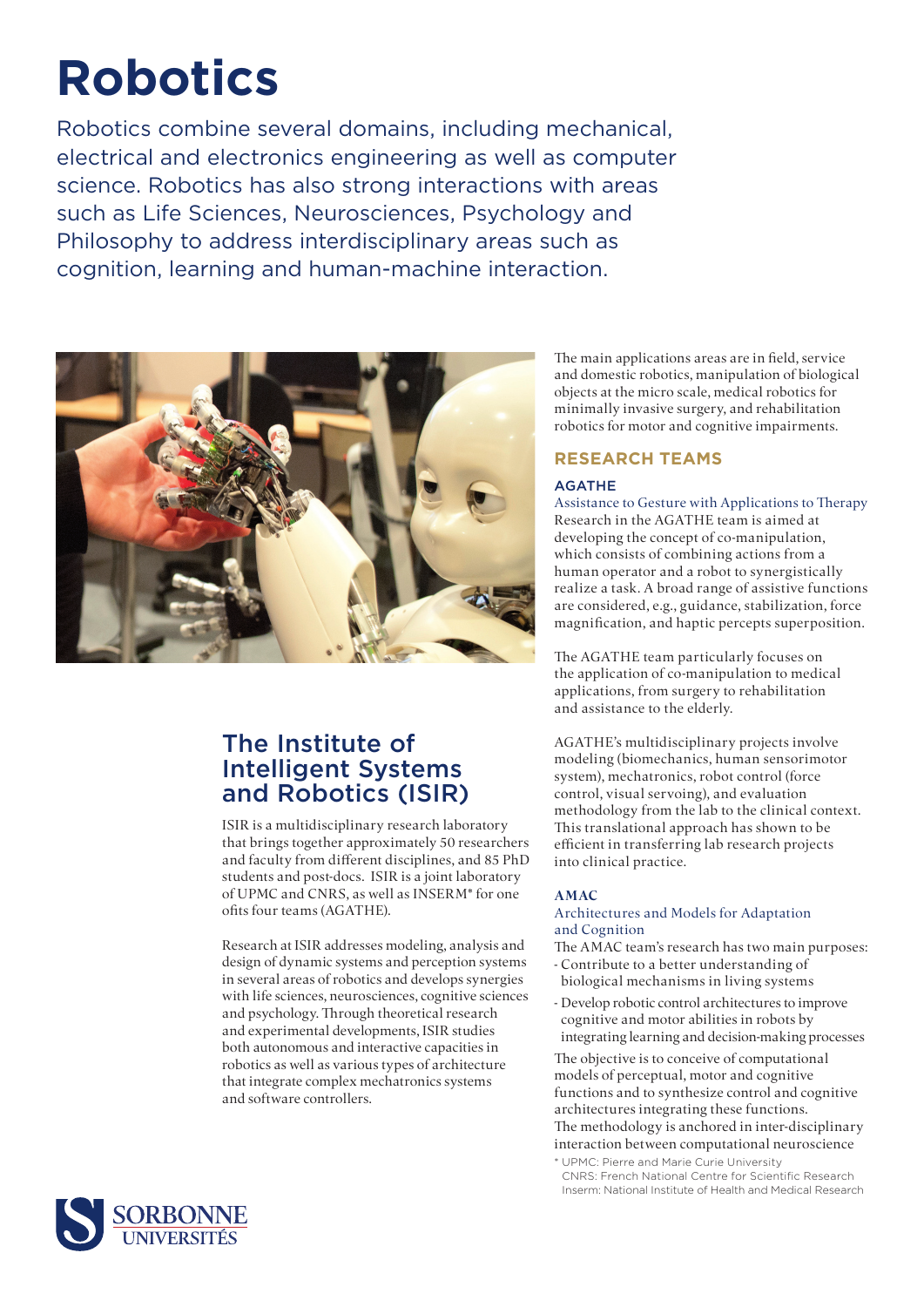# Robotics

Robotics combine several domains, including mechanical, electrical and electronics engineering as well as computer science. Robotics has also strong interactions with areas such as Life Sciences, Neurosciences, Psychology and Philosophy to address interdisciplinary areas such as cognition, learning and human-machine interaction.

## The Institute of Intelligent Systems and Robotics (ISIR)

ISIR is a multidisciplinary research laboratory that brings together approximately 50 researchers and faculty from different disciplines, and 85 PhD students and post-docs. ISIR is a joint laboratory of UPMC and CNRS, as well as INSERM* for one ofits four teams (AGATHE).

Research at ISIR addresses modeling, analysis and design of dynamic systems and perception systems in several areas of robotics and develops synergies with life sciences, neurosciences, cognitive sciences and psychology. Through theoretical research and experimental developments, ISIR studies both autonomous and interactive capacities in robotics as well as various types of architecture that integrate complex mechatronics systems and software controllers.

The main applications areas are in field, service and domestic robotics, manipulation of biological objects at the micro scale, medical robotics for minimally invasive surgery, and rehabilitation robotics for motor and cognitive impairments.

## RESEARCH TEAMS

### AGATHE

Assistance to Gesture with Applications to Therapy

Research in the AGATHE team is aimed at developing the concept of co-manipulation, which consists of combining actions from a human operator and a robot to synergistically realize a task. A broad range of assistive functions are considered, e.g., guidance, stabilization, force magnification, and haptic percepts superposition.

The AGATHE team particularly focuses on the application of co-manipulation to medical applications, from surgery to rehabilitation and assistance to the elderly.

AGATHE's multidisciplinary projects involve modeling (biomechanics, human sensorimotor system), mechatronics, robot control (force control, visual servoing), and evaluation methodology from the lab to the clinical context. This translational approach has shown to be efficient in transferring lab research projects into clinical practice.

### AMAC

Architectures and Models for Adaptation and Cognition

The AMAC team's research has two main purposes:

- Contribute to a better understanding of biological mechanisms in living systems
- Develop robotic control architectures to improve cognitive and motor abilities in robots by integrating learning and decision-making processes

The objective is to conceive of computational models of perceptual, motor and cognitive functions and to synthesize control and cognitive architectures integrating these functions. The methodology is anchored in inter-disciplinary interaction between computational neuroscience

\* UPMC: Pierre and Marie Curie University
CNRS: French National Centre for Scientific Research
Inserm: National Institute of Health and Medical Research

SORBONNE UNIVERSITÉS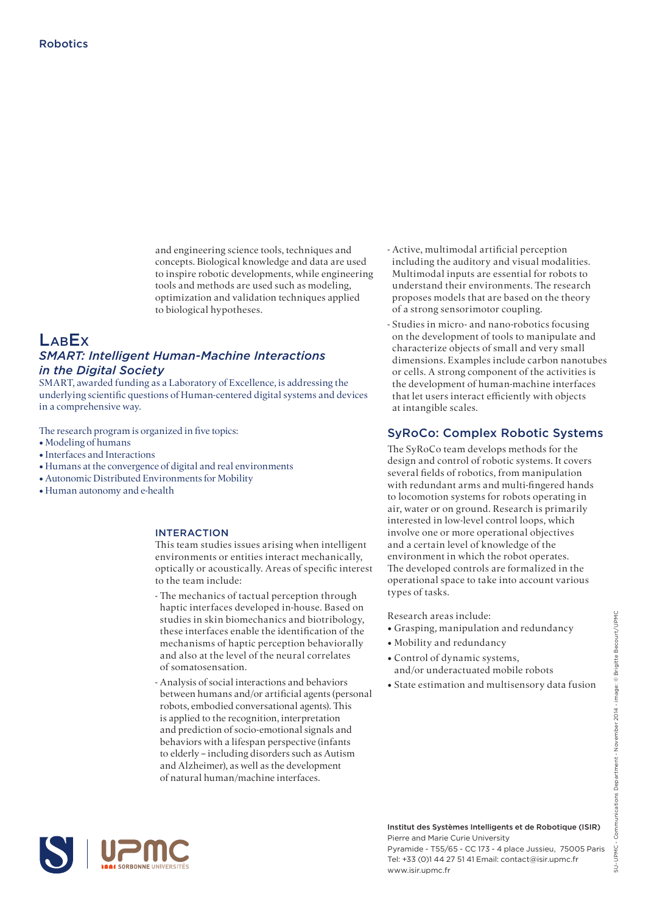and engineering science tools, techniques and concepts. Biological knowledge and data are used to inspire robotic developments, while engineering tools and methods are used such as modeling, optimization and validation techniques applied to biological hypotheses.

## LabEx

### SMART: Intelligent Human-Machine Interactions in the Digital Society

SMART, awarded funding as a Laboratory of Excellence, is addressing the underlying scientific questions of Human-centered digital systems and devices in a comprehensive way.

The research program is organized in five topics:

- Modeling of humans
- Interfaces and Interactions
- Humans at the convergence of digital and real environments
- Autonomic Distributed Environments for Mobility
- Human autonomy and e-health

### INTERACTION

This team studies issues arising when intelligent environments or entities interact mechanically, optically or acoustically. Areas of specific interest to the team include:

- The mechanics of tactual perception through haptic interfaces developed in-house. Based on studies in skin biomechanics and biotribology, these interfaces enable the identification of the mechanisms of haptic perception behaviorally and also at the level of the neural correlates of somatosensation.
- Analysis of social interactions and behaviors between humans and/or artificial agents (personal robots, embodied conversational agents). This is applied to the recognition, interpretation and prediction of socio-emotional signals and behaviors with a lifespan perspective (infants to elderly – including disorders such as Autism and Alzheimer), as well as the development of natural human/machine interfaces.
- Active, multimodal artificial perception including the auditory and visual modalities. Multimodal inputs are essential for robots to understand their environments. The research proposes models that are based on the theory of a strong sensorimotor coupling.
- Studies in micro- and nano-robotics focusing on the development of tools to manipulate and characterize objects of small and very small dimensions. Examples include carbon nanotubes or cells. A strong component of the activities is the development of human-machine interfaces that let users interact efficiently with objects at intangible scales.

### SyRoCo: Complex Robotic Systems

The SyRoCo team develops methods for the design and control of robotic systems. It covers several fields of robotics, from manipulation with redundant arms and multi-fingered hands to locomotion systems for robots operating in air, water or on ground. Research is primarily interested in low-level control loops, which involve one or more operational objectives and a certain level of knowledge of the environment in which the robot operates. The developed controls are formalized in the operational space to take into account various types of tasks.

Research areas include:

- Grasping, manipulation and redundancy
- Mobility and redundancy
- Control of dynamic systems, and/or underactuated mobile robots
- State estimation and multisensory data fusion

**Institut des Systèmes Intelligents et de Robotique (ISIR)**
Pierre and Marie Curie University
Pyramide - T55/65 - CC 173 - 4 place Jussieu, 75005 Paris
Tel: +33 (0)1 44 27 51 41 Email: contact@isir.upmc.fr
www.isir.upmc.fr

SU-UPMC - Communications Department - November 2014 - image: © Brigitte Becourt/UPMC